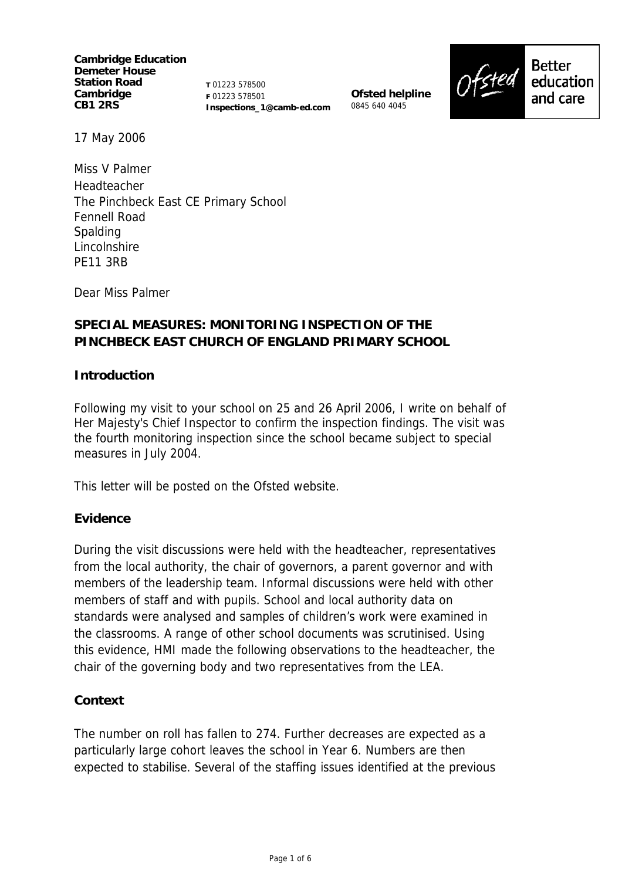**Cambridge Education**
**Demeter House**
**Station Road**
**Cambridge**
**CB1 2RS**

**T** 01223 578500
**F** 01223 578501
**Inspections_1@camb-ed.com**

**Ofsted helpline**
0845 640 4045

Ofsted Better education and care

17 May 2006

Miss V Palmer
Headteacher
The Pinchbeck East CE Primary School
Fennell Road
Spalding
Lincolnshire
PE11 3RB

Dear Miss Palmer

**SPECIAL MEASURES: MONITORING INSPECTION OF THE PINCHBECK EAST CHURCH OF ENGLAND PRIMARY SCHOOL**

## Introduction

Following my visit to your school on 25 and 26 April 2006, I write on behalf of Her Majesty's Chief Inspector to confirm the inspection findings. The visit was the fourth monitoring inspection since the school became subject to special measures in July 2004.

This letter will be posted on the Ofsted website.

## Evidence

During the visit discussions were held with the headteacher, representatives from the local authority, the chair of governors, a parent governor and with members of the leadership team. Informal discussions were held with other members of staff and with pupils. School and local authority data on standards were analysed and samples of children's work were examined in the classrooms. A range of other school documents was scrutinised. Using this evidence, HMI made the following observations to the headteacher, the chair of the governing body and two representatives from the LEA.

## Context

The number on roll has fallen to 274. Further decreases are expected as a particularly large cohort leaves the school in Year 6. Numbers are then expected to stabilise. Several of the staffing issues identified at the previous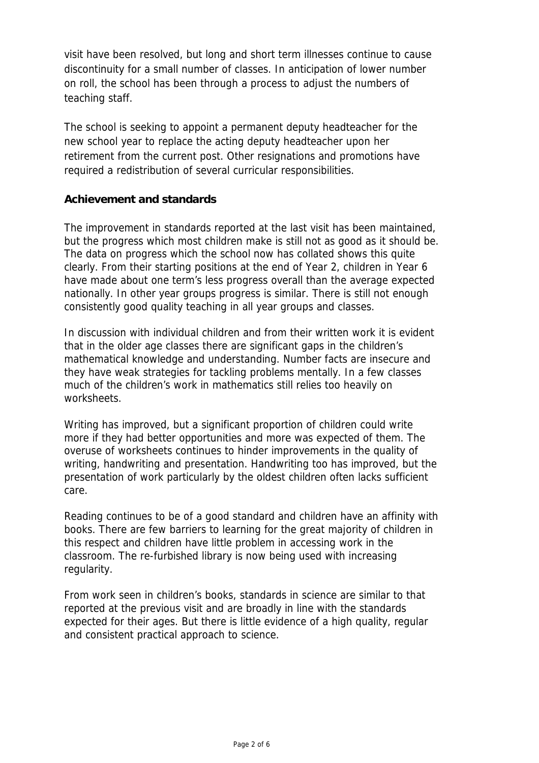visit have been resolved, but long and short term illnesses continue to cause discontinuity for a small number of classes. In anticipation of lower number on roll, the school has been through a process to adjust the numbers of teaching staff.

The school is seeking to appoint a permanent deputy headteacher for the new school year to replace the acting deputy headteacher upon her retirement from the current post. Other resignations and promotions have required a redistribution of several curricular responsibilities.

**Achievement and standards**

The improvement in standards reported at the last visit has been maintained, but the progress which most children make is still not as good as it should be. The data on progress which the school now has collated shows this quite clearly. From their starting positions at the end of Year 2, children in Year 6 have made about one term's less progress overall than the average expected nationally. In other year groups progress is similar. There is still not enough consistently good quality teaching in all year groups and classes.

In discussion with individual children and from their written work it is evident that in the older age classes there are significant gaps in the children's mathematical knowledge and understanding. Number facts are insecure and they have weak strategies for tackling problems mentally. In a few classes much of the children's work in mathematics still relies too heavily on worksheets.

Writing has improved, but a significant proportion of children could write more if they had better opportunities and more was expected of them. The overuse of worksheets continues to hinder improvements in the quality of writing, handwriting and presentation. Handwriting too has improved, but the presentation of work particularly by the oldest children often lacks sufficient care.

Reading continues to be of a good standard and children have an affinity with books. There are few barriers to learning for the great majority of children in this respect and children have little problem in accessing work in the classroom. The re-furbished library is now being used with increasing regularity.

From work seen in children's books, standards in science are similar to that reported at the previous visit and are broadly in line with the standards expected for their ages. But there is little evidence of a high quality, regular and consistent practical approach to science.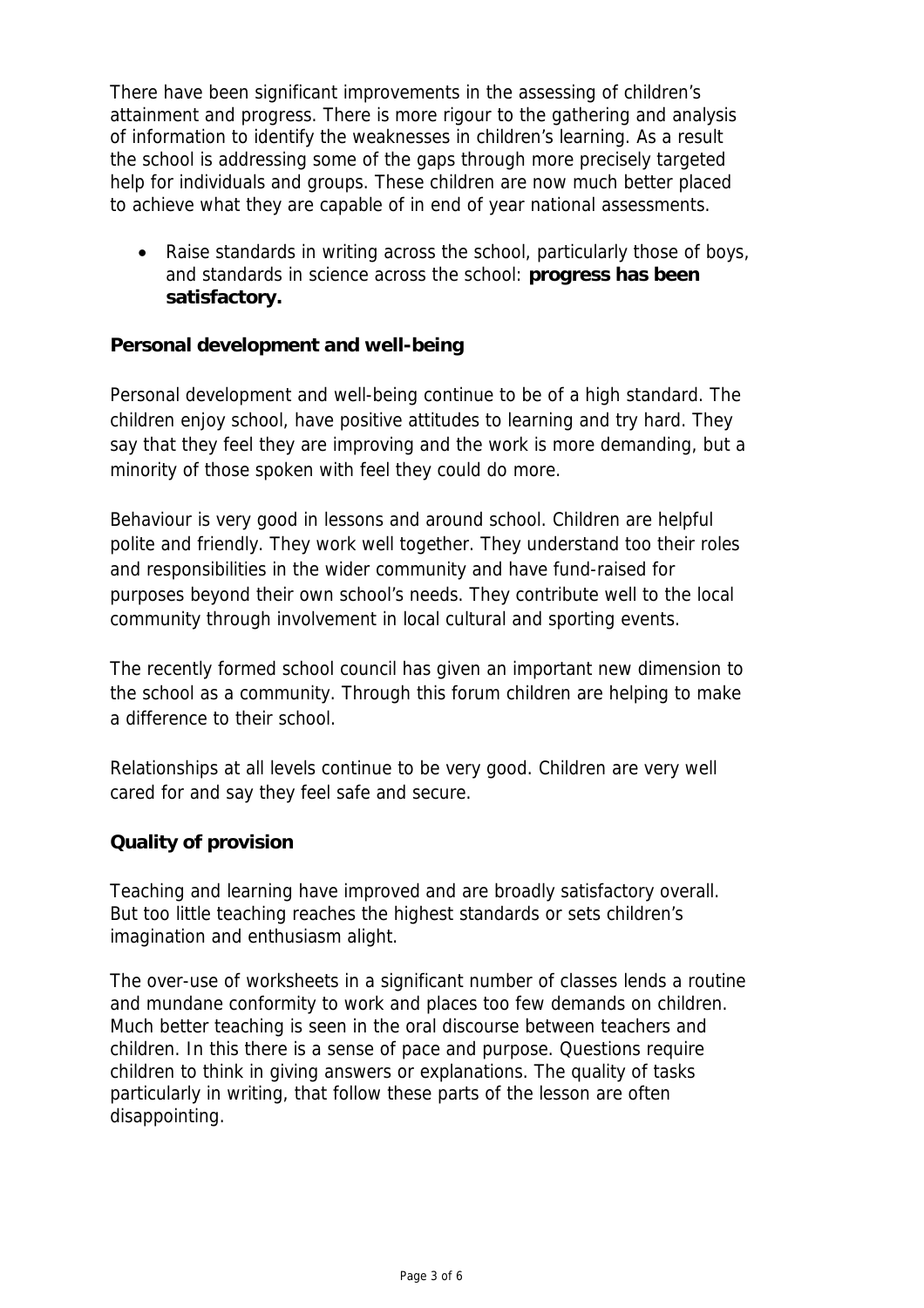There have been significant improvements in the assessing of children's attainment and progress. There is more rigour to the gathering and analysis of information to identify the weaknesses in children's learning. As a result the school is addressing some of the gaps through more precisely targeted help for individuals and groups. These children are now much better placed to achieve what they are capable of in end of year national assessments.

- Raise standards in writing across the school, particularly those of boys, and standards in science across the school: **progress has been satisfactory.**

**Personal development and well-being**

Personal development and well-being continue to be of a high standard. The children enjoy school, have positive attitudes to learning and try hard. They say that they feel they are improving and the work is more demanding, but a minority of those spoken with feel they could do more.

Behaviour is very good in lessons and around school. Children are helpful polite and friendly. They work well together. They understand too their roles and responsibilities in the wider community and have fund-raised for purposes beyond their own school's needs. They contribute well to the local community through involvement in local cultural and sporting events.

The recently formed school council has given an important new dimension to the school as a community. Through this forum children are helping to make a difference to their school.

Relationships at all levels continue to be very good. Children are very well cared for and say they feel safe and secure.

**Quality of provision**

Teaching and learning have improved and are broadly satisfactory overall. But too little teaching reaches the highest standards or sets children's imagination and enthusiasm alight.

The over-use of worksheets in a significant number of classes lends a routine and mundane conformity to work and places too few demands on children. Much better teaching is seen in the oral discourse between teachers and children. In this there is a sense of pace and purpose. Questions require children to think in giving answers or explanations. The quality of tasks particularly in writing, that follow these parts of the lesson are often disappointing.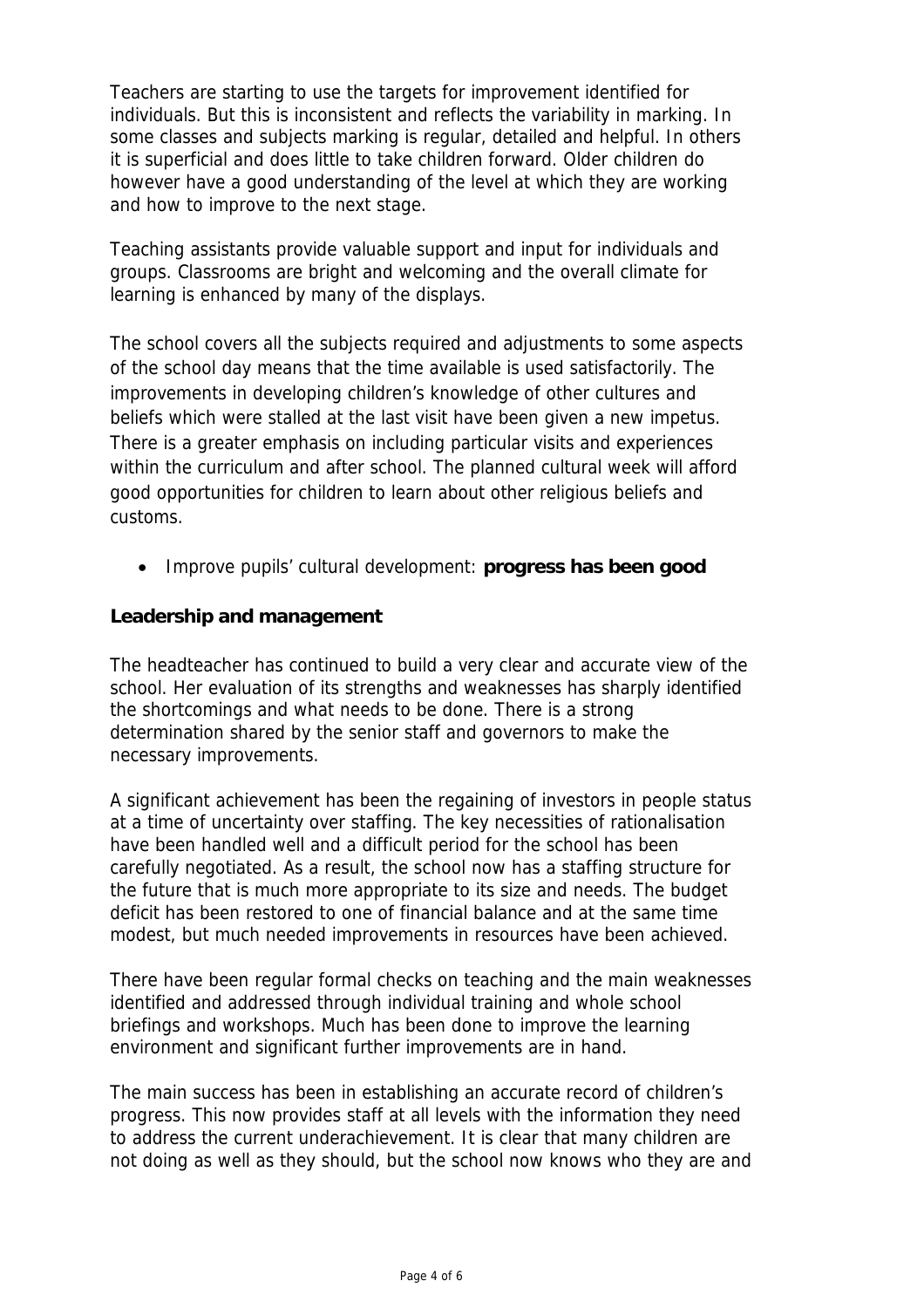Teachers are starting to use the targets for improvement identified for individuals. But this is inconsistent and reflects the variability in marking. In some classes and subjects marking is regular, detailed and helpful. In others it is superficial and does little to take children forward. Older children do however have a good understanding of the level at which they are working and how to improve to the next stage.

Teaching assistants provide valuable support and input for individuals and groups. Classrooms are bright and welcoming and the overall climate for learning is enhanced by many of the displays.

The school covers all the subjects required and adjustments to some aspects of the school day means that the time available is used satisfactorily. The improvements in developing children's knowledge of other cultures and beliefs which were stalled at the last visit have been given a new impetus. There is a greater emphasis on including particular visits and experiences within the curriculum and after school. The planned cultural week will afford good opportunities for children to learn about other religious beliefs and customs.

- Improve pupils' cultural development: **progress has been good**

**Leadership and management**

The headteacher has continued to build a very clear and accurate view of the school. Her evaluation of its strengths and weaknesses has sharply identified the shortcomings and what needs to be done. There is a strong determination shared by the senior staff and governors to make the necessary improvements.

A significant achievement has been the regaining of investors in people status at a time of uncertainty over staffing. The key necessities of rationalisation have been handled well and a difficult period for the school has been carefully negotiated. As a result, the school now has a staffing structure for the future that is much more appropriate to its size and needs. The budget deficit has been restored to one of financial balance and at the same time modest, but much needed improvements in resources have been achieved.

There have been regular formal checks on teaching and the main weaknesses identified and addressed through individual training and whole school briefings and workshops. Much has been done to improve the learning environment and significant further improvements are in hand.

The main success has been in establishing an accurate record of children's progress. This now provides staff at all levels with the information they need to address the current underachievement. It is clear that many children are not doing as well as they should, but the school now knows who they are and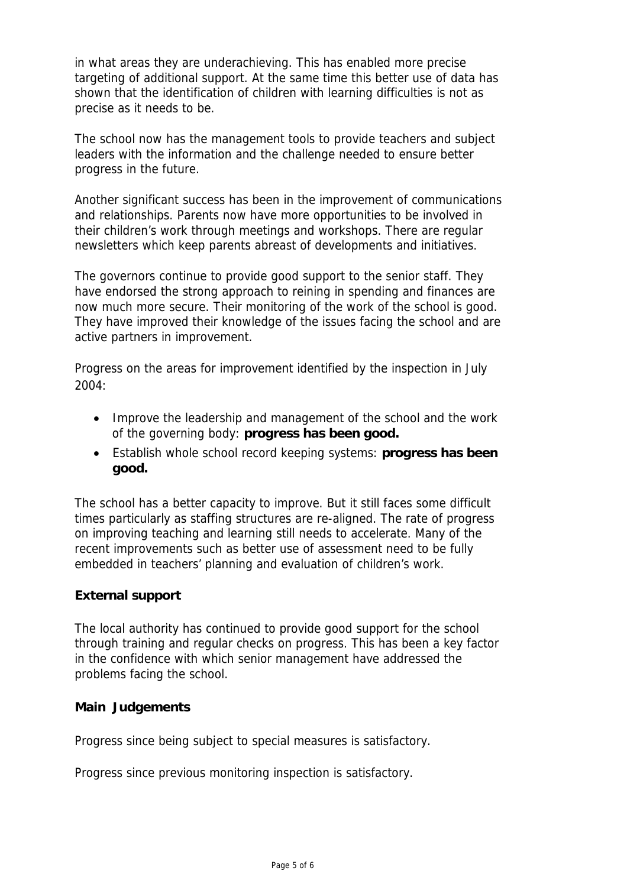in what areas they are underachieving. This has enabled more precise targeting of additional support. At the same time this better use of data has shown that the identification of children with learning difficulties is not as precise as it needs to be.

The school now has the management tools to provide teachers and subject leaders with the information and the challenge needed to ensure better progress in the future.

Another significant success has been in the improvement of communications and relationships. Parents now have more opportunities to be involved in their children's work through meetings and workshops. There are regular newsletters which keep parents abreast of developments and initiatives.

The governors continue to provide good support to the senior staff. They have endorsed the strong approach to reining in spending and finances are now much more secure. Their monitoring of the work of the school is good. They have improved their knowledge of the issues facing the school and are active partners in improvement.

Progress on the areas for improvement identified by the inspection in July 2004:

- Improve the leadership and management of the school and the work of the governing body: **progress has been good.**
- Establish whole school record keeping systems: **progress has been good.**

The school has a better capacity to improve. But it still faces some difficult times particularly as staffing structures are re-aligned. The rate of progress on improving teaching and learning still needs to accelerate. Many of the recent improvements such as better use of assessment need to be fully embedded in teachers' planning and evaluation of children's work.

**External support**

The local authority has continued to provide good support for the school through training and regular checks on progress. This has been a key factor in the confidence with which senior management have addressed the problems facing the school.

**Main Judgements**

Progress since being subject to special measures is satisfactory.

Progress since previous monitoring inspection is satisfactory.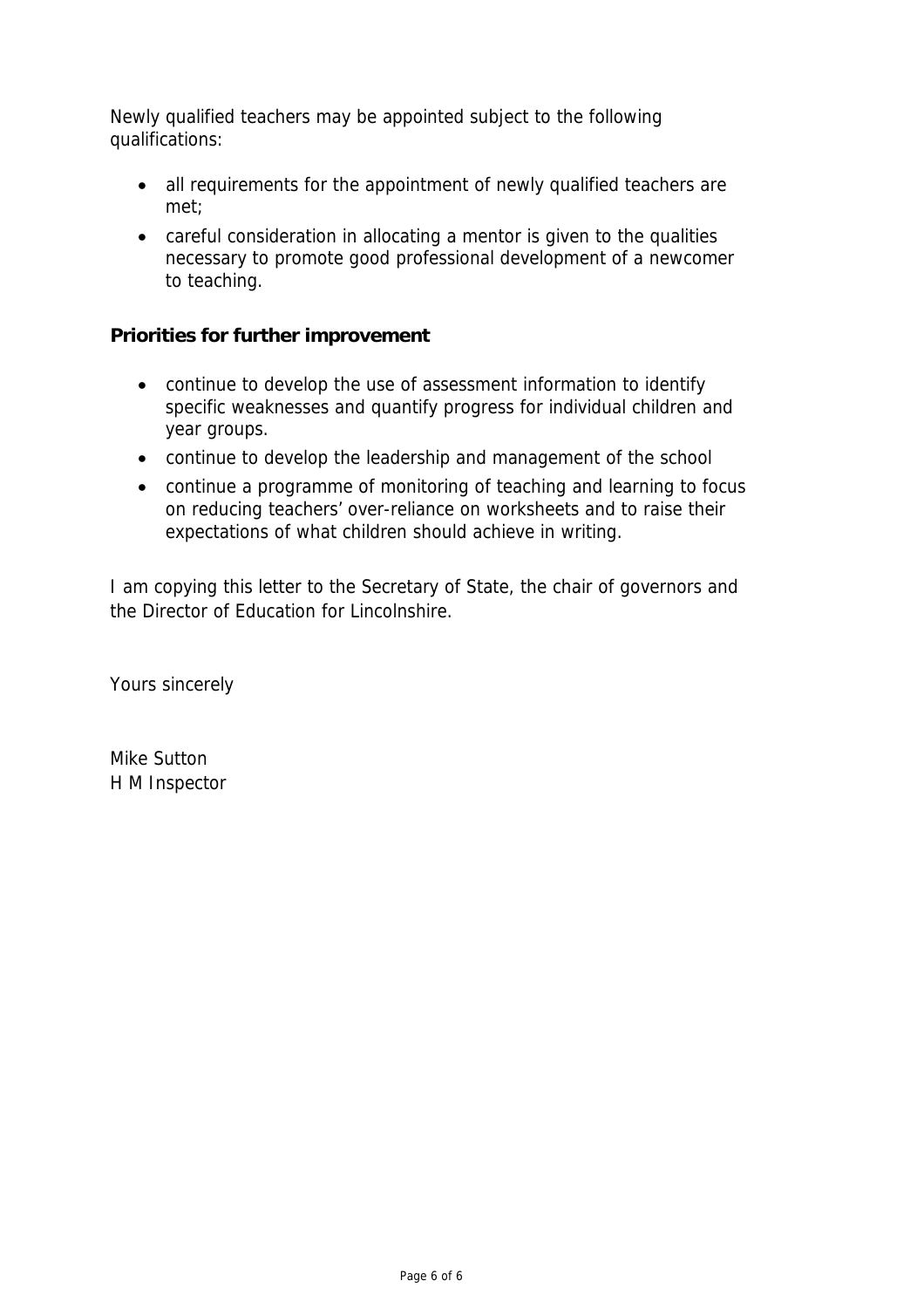Newly qualified teachers may be appointed subject to the following qualifications:

- all requirements for the appointment of newly qualified teachers are met;
- careful consideration in allocating a mentor is given to the qualities necessary to promote good professional development of a newcomer to teaching.

**Priorities for further improvement**

- continue to develop the use of assessment information to identify specific weaknesses and quantify progress for individual children and year groups.
- continue to develop the leadership and management of the school
- continue a programme of monitoring of teaching and learning to focus on reducing teachers' over-reliance on worksheets and to raise their expectations of what children should achieve in writing.

I am copying this letter to the Secretary of State, the chair of governors and the Director of Education for Lincolnshire.

Yours sincerely

Mike Sutton
H M Inspector